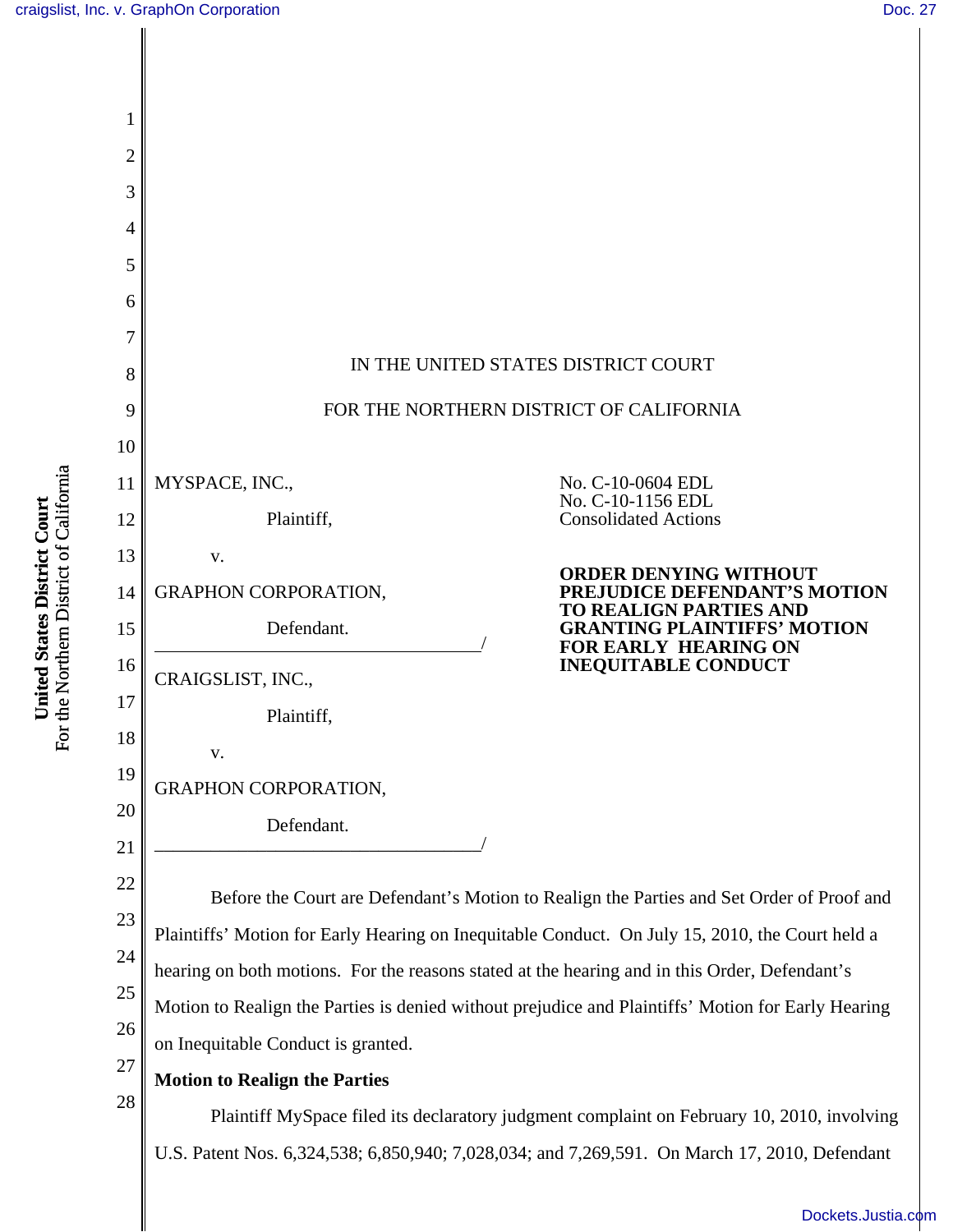IN THE UNITED STATES DISTRICT COURT

FOR THE NORTHERN DISTRICT OF CALIFORNIA

MYSPACE, INC.,

Plaintiff,

v.

GRAPHON CORPORATION,

Defendant.

/

CRAIGSLIST, INC.,

Plaintiff,

v.

GRAPHON CORPORATION,

Defendant.

/

No. C-10-0604 EDL
No. C-10-1156 EDL
Consolidated Actions

**ORDER DENYING WITHOUT PREJUDICE DEFENDANT'S MOTION TO REALIGN PARTIES AND GRANTING PLAINTIFFS' MOTION FOR EARLY HEARING ON INEQUITABLE CONDUCT**

Before the Court are Defendant's Motion to Realign the Parties and Set Order of Proof and Plaintiffs' Motion for Early Hearing on Inequitable Conduct. On July 15, 2010, the Court held a hearing on both motions. For the reasons stated at the hearing and in this Order, Defendant's Motion to Realign the Parties is denied without prejudice and Plaintiffs' Motion for Early Hearing on Inequitable Conduct is granted.

**Motion to Realign the Parties**

Plaintiff MySpace filed its declaratory judgment complaint on February 10, 2010, involving U.S. Patent Nos. 6,324,538; 6,850,940; 7,028,034; and 7,269,591. On March 17, 2010, Defendant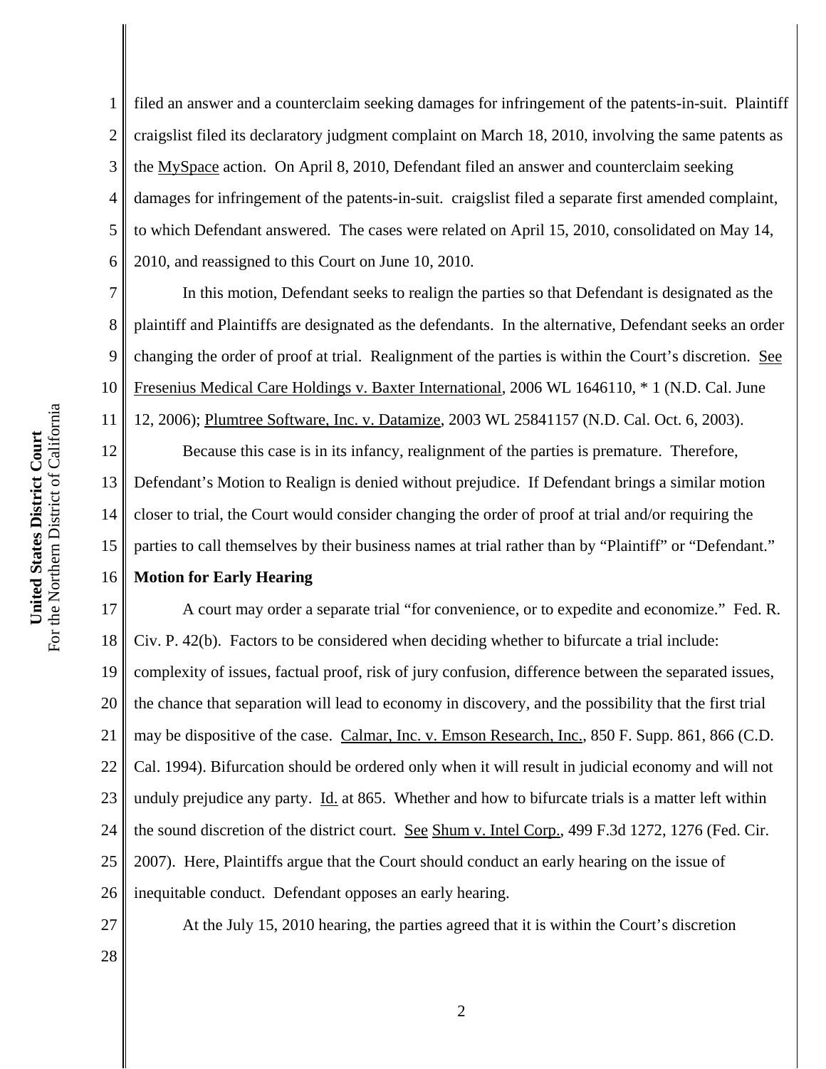filed an answer and a counterclaim seeking damages for infringement of the patents-in-suit. Plaintiff craigslist filed its declaratory judgment complaint on March 18, 2010, involving the same patents as the MySpace action. On April 8, 2010, Defendant filed an answer and counterclaim seeking damages for infringement of the patents-in-suit. craigslist filed a separate first amended complaint, to which Defendant answered. The cases were related on April 15, 2010, consolidated on May 14, 2010, and reassigned to this Court on June 10, 2010.

In this motion, Defendant seeks to realign the parties so that Defendant is designated as the plaintiff and Plaintiffs are designated as the defendants. In the alternative, Defendant seeks an order changing the order of proof at trial. Realignment of the parties is within the Court's discretion. See Fresenius Medical Care Holdings v. Baxter International, 2006 WL 1646110, * 1 (N.D. Cal. June 12, 2006); Plumtree Software, Inc. v. Datamize, 2003 WL 25841157 (N.D. Cal. Oct. 6, 2003).

Because this case is in its infancy, realignment of the parties is premature. Therefore, Defendant's Motion to Realign is denied without prejudice. If Defendant brings a similar motion closer to trial, the Court would consider changing the order of proof at trial and/or requiring the parties to call themselves by their business names at trial rather than by "Plaintiff" or "Defendant."

**Motion for Early Hearing**

A court may order a separate trial "for convenience, or to expedite and economize." Fed. R. Civ. P. 42(b). Factors to be considered when deciding whether to bifurcate a trial include: complexity of issues, factual proof, risk of jury confusion, difference between the separated issues, the chance that separation will lead to economy in discovery, and the possibility that the first trial may be dispositive of the case. Calmar, Inc. v. Emson Research, Inc., 850 F. Supp. 861, 866 (C.D. Cal. 1994). Bifurcation should be ordered only when it will result in judicial economy and will not unduly prejudice any party. Id. at 865. Whether and how to bifurcate trials is a matter left within the sound discretion of the district court. See Shum v. Intel Corp., 499 F.3d 1272, 1276 (Fed. Cir. 2007). Here, Plaintiffs argue that the Court should conduct an early hearing on the issue of inequitable conduct. Defendant opposes an early hearing.

At the July 15, 2010 hearing, the parties agreed that it is within the Court's discretion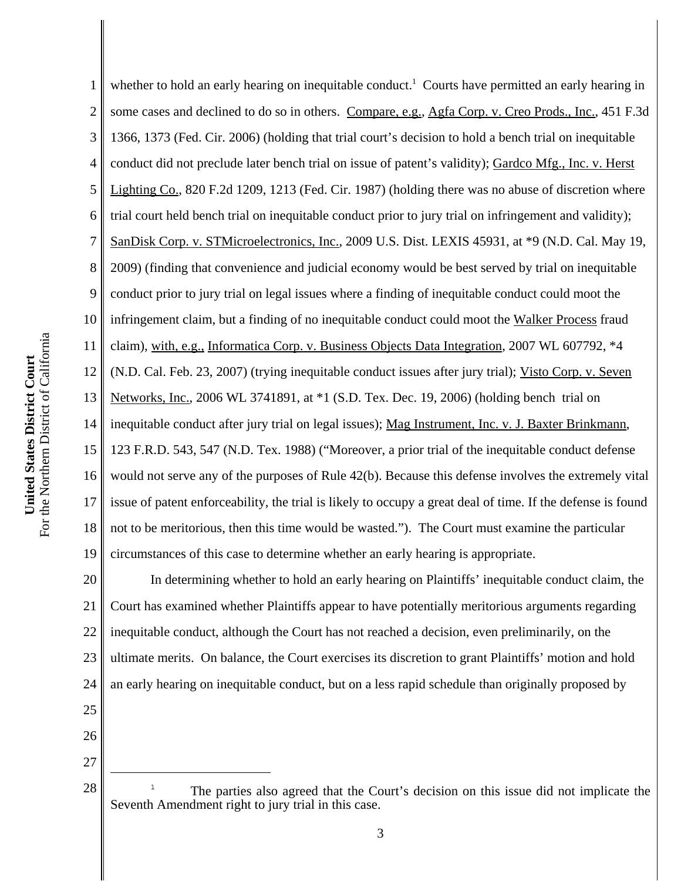whether to hold an early hearing on inequitable conduct.[1] Courts have permitted an early hearing in some cases and declined to do so in others. Compare, e.g., Agfa Corp. v. Creo Prods., Inc., 451 F.3d 1366, 1373 (Fed. Cir. 2006) (holding that trial court's decision to hold a bench trial on inequitable conduct did not preclude later bench trial on issue of patent's validity); Gardco Mfg., Inc. v. Herst Lighting Co., 820 F.2d 1209, 1213 (Fed. Cir. 1987) (holding there was no abuse of discretion where trial court held bench trial on inequitable conduct prior to jury trial on infringement and validity); SanDisk Corp. v. STMicroelectronics, Inc., 2009 U.S. Dist. LEXIS 45931, at *9 (N.D. Cal. May 19, 2009) (finding that convenience and judicial economy would be best served by trial on inequitable conduct prior to jury trial on legal issues where a finding of inequitable conduct could moot the infringement claim, but a finding of no inequitable conduct could moot the Walker Process fraud claim), with, e.g., Informatica Corp. v. Business Objects Data Integration, 2007 WL 607792, *4 (N.D. Cal. Feb. 23, 2007) (trying inequitable conduct issues after jury trial); Visto Corp. v. Seven Networks, Inc., 2006 WL 3741891, at *1 (S.D. Tex. Dec. 19, 2006) (holding bench trial on inequitable conduct after jury trial on legal issues); Mag Instrument, Inc. v. J. Baxter Brinkmann, 123 F.R.D. 543, 547 (N.D. Tex. 1988) ("Moreover, a prior trial of the inequitable conduct defense would not serve any of the purposes of Rule 42(b). Because this defense involves the extremely vital issue of patent enforceability, the trial is likely to occupy a great deal of time. If the defense is found not to be meritorious, then this time would be wasted."). The Court must examine the particular circumstances of this case to determine whether an early hearing is appropriate.

In determining whether to hold an early hearing on Plaintiffs' inequitable conduct claim, the Court has examined whether Plaintiffs appear to have potentially meritorious arguments regarding inequitable conduct, although the Court has not reached a decision, even preliminarily, on the ultimate merits. On balance, the Court exercises its discretion to grant Plaintiffs' motion and hold an early hearing on inequitable conduct, but on a less rapid schedule than originally proposed by

[1] The parties also agreed that the Court's decision on this issue did not implicate the Seventh Amendment right to jury trial in this case.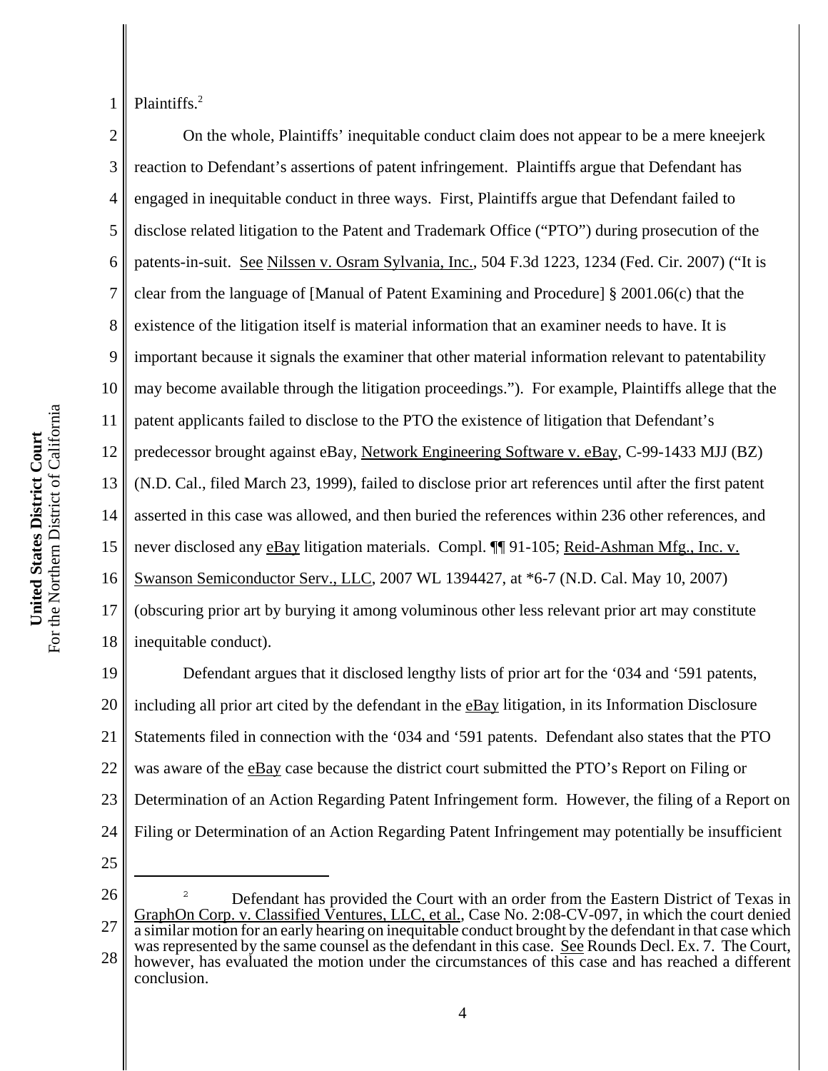Plaintiffs.[2]

On the whole, Plaintiffs' inequitable conduct claim does not appear to be a mere kneejerk reaction to Defendant's assertions of patent infringement. Plaintiffs argue that Defendant has engaged in inequitable conduct in three ways. First, Plaintiffs argue that Defendant failed to disclose related litigation to the Patent and Trademark Office ("PTO") during prosecution of the patents-in-suit. See Nilssen v. Osram Sylvania, Inc., 504 F.3d 1223, 1234 (Fed. Cir. 2007) ("It is clear from the language of [Manual of Patent Examining and Procedure] § 2001.06(c) that the existence of the litigation itself is material information that an examiner needs to have. It is important because it signals the examiner that other material information relevant to patentability may become available through the litigation proceedings."). For example, Plaintiffs allege that the patent applicants failed to disclose to the PTO the existence of litigation that Defendant's predecessor brought against eBay, Network Engineering Software v. eBay, C-99-1433 MJJ (BZ) (N.D. Cal., filed March 23, 1999), failed to disclose prior art references until after the first patent asserted in this case was allowed, and then buried the references within 236 other references, and never disclosed any eBay litigation materials. Compl. ¶¶ 91-105; Reid-Ashman Mfg., Inc. v. Swanson Semiconductor Serv., LLC, 2007 WL 1394427, at *6-7 (N.D. Cal. May 10, 2007) (obscuring prior art by burying it among voluminous other less relevant prior art may constitute inequitable conduct).

Defendant argues that it disclosed lengthy lists of prior art for the '034 and '591 patents, including all prior art cited by the defendant in the eBay litigation, in its Information Disclosure Statements filed in connection with the '034 and '591 patents. Defendant also states that the PTO was aware of the eBay case because the district court submitted the PTO's Report on Filing or Determination of an Action Regarding Patent Infringement form. However, the filing of a Report on Filing or Determination of an Action Regarding Patent Infringement may potentially be insufficient

---

[2] Defendant has provided the Court with an order from the Eastern District of Texas in GraphOn Corp. v. Classified Ventures, LLC, et al., Case No. 2:08-CV-097, in which the court denied a similar motion for an early hearing on inequitable conduct brought by the defendant in that case which was represented by the same counsel as the defendant in this case. See Rounds Decl. Ex. 7. The Court, however, has evaluated the motion under the circumstances of this case and has reached a different conclusion.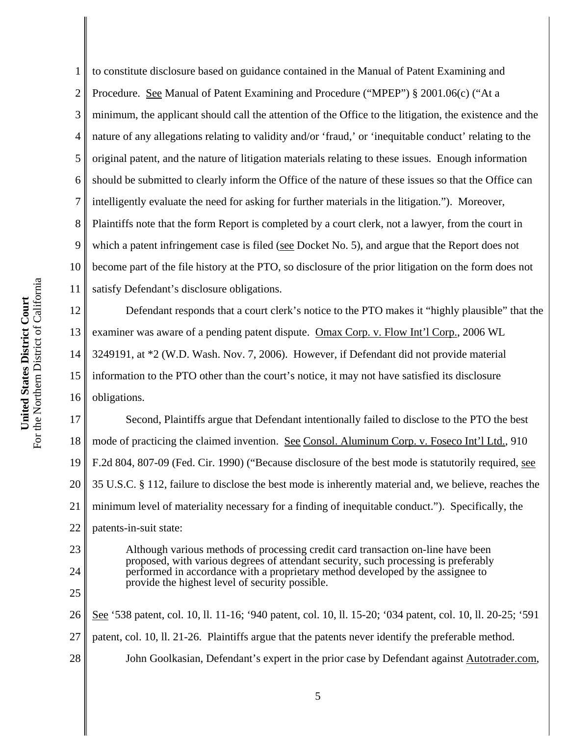to constitute disclosure based on guidance contained in the Manual of Patent Examining and Procedure. See Manual of Patent Examining and Procedure ("MPEP") § 2001.06(c) ("At a minimum, the applicant should call the attention of the Office to the litigation, the existence and the nature of any allegations relating to validity and/or 'fraud,' or 'inequitable conduct' relating to the original patent, and the nature of litigation materials relating to these issues. Enough information should be submitted to clearly inform the Office of the nature of these issues so that the Office can intelligently evaluate the need for asking for further materials in the litigation."). Moreover, Plaintiffs note that the form Report is completed by a court clerk, not a lawyer, from the court in which a patent infringement case is filed (see Docket No. 5), and argue that the Report does not become part of the file history at the PTO, so disclosure of the prior litigation on the form does not satisfy Defendant's disclosure obligations.

Defendant responds that a court clerk's notice to the PTO makes it "highly plausible" that the examiner was aware of a pending patent dispute. Omax Corp. v. Flow Int'l Corp., 2006 WL 3249191, at *2 (W.D. Wash. Nov. 7, 2006). However, if Defendant did not provide material information to the PTO other than the court's notice, it may not have satisfied its disclosure obligations.

Second, Plaintiffs argue that Defendant intentionally failed to disclose to the PTO the best mode of practicing the claimed invention. See Consol. Aluminum Corp. v. Foseco Int'l Ltd., 910 F.2d 804, 807-09 (Fed. Cir. 1990) ("Because disclosure of the best mode is statutorily required, see 35 U.S.C. § 112, failure to disclose the best mode is inherently material and, we believe, reaches the minimum level of materiality necessary for a finding of inequitable conduct."). Specifically, the patents-in-suit state:

> Although various methods of processing credit card transaction on-line have been proposed, with various degrees of attendant security, such processing is preferably performed in accordance with a proprietary method developed by the assignee to provide the highest level of security possible.

See '538 patent, col. 10, ll. 11-16; '940 patent, col. 10, ll. 15-20; '034 patent, col. 10, ll. 20-25; '591 patent, col. 10, ll. 21-26. Plaintiffs argue that the patents never identify the preferable method.

John Goolkasian, Defendant's expert in the prior case by Defendant against Autotrader.com,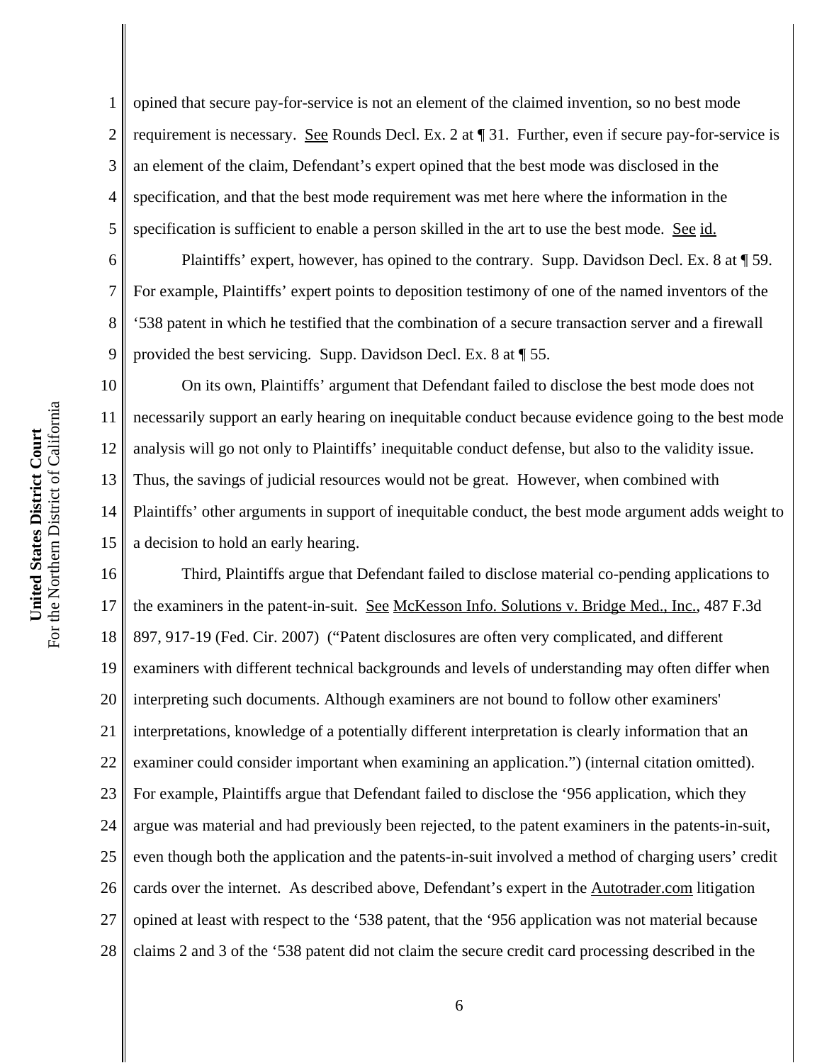opined that secure pay-for-service is not an element of the claimed invention, so no best mode requirement is necessary. See Rounds Decl. Ex. 2 at ¶ 31. Further, even if secure pay-for-service is an element of the claim, Defendant's expert opined that the best mode was disclosed in the specification, and that the best mode requirement was met here where the information in the specification is sufficient to enable a person skilled in the art to use the best mode. See id.

Plaintiffs' expert, however, has opined to the contrary. Supp. Davidson Decl. Ex. 8 at ¶ 59. For example, Plaintiffs' expert points to deposition testimony of one of the named inventors of the '538 patent in which he testified that the combination of a secure transaction server and a firewall provided the best servicing. Supp. Davidson Decl. Ex. 8 at ¶ 55.

On its own, Plaintiffs' argument that Defendant failed to disclose the best mode does not necessarily support an early hearing on inequitable conduct because evidence going to the best mode analysis will go not only to Plaintiffs' inequitable conduct defense, but also to the validity issue. Thus, the savings of judicial resources would not be great. However, when combined with Plaintiffs' other arguments in support of inequitable conduct, the best mode argument adds weight to a decision to hold an early hearing.

Third, Plaintiffs argue that Defendant failed to disclose material co-pending applications to the examiners in the patent-in-suit. See McKesson Info. Solutions v. Bridge Med., Inc., 487 F.3d 897, 917-19 (Fed. Cir. 2007) ("Patent disclosures are often very complicated, and different examiners with different technical backgrounds and levels of understanding may often differ when interpreting such documents. Although examiners are not bound to follow other examiners' interpretations, knowledge of a potentially different interpretation is clearly information that an examiner could consider important when examining an application.") (internal citation omitted). For example, Plaintiffs argue that Defendant failed to disclose the '956 application, which they argue was material and had previously been rejected, to the patent examiners in the patents-in-suit, even though both the application and the patents-in-suit involved a method of charging users' credit cards over the internet. As described above, Defendant's expert in the Autotrader.com litigation opined at least with respect to the '538 patent, that the '956 application was not material because claims 2 and 3 of the '538 patent did not claim the secure credit card processing described in the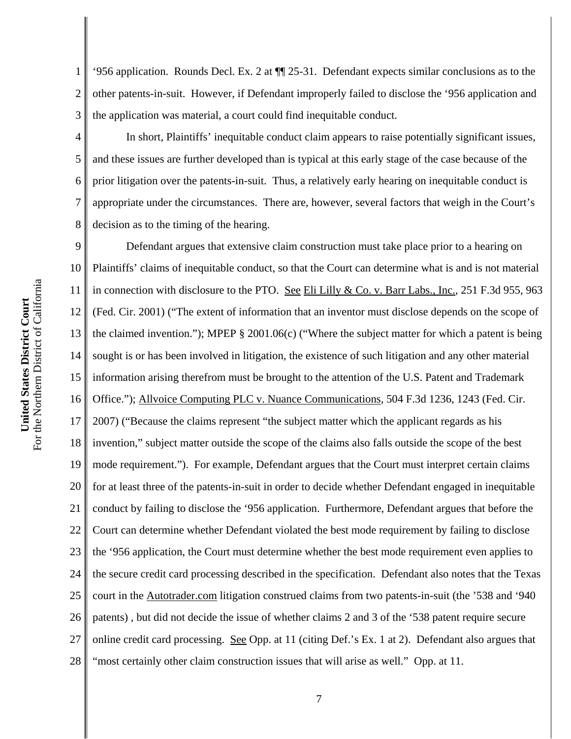‘956 application. Rounds Decl. Ex. 2 at ¶¶ 25-31. Defendant expects similar conclusions as to the other patents-in-suit. However, if Defendant improperly failed to disclose the ‘956 application and the application was material, a court could find inequitable conduct.

In short, Plaintiffs’ inequitable conduct claim appears to raise potentially significant issues, and these issues are further developed than is typical at this early stage of the case because of the prior litigation over the patents-in-suit. Thus, a relatively early hearing on inequitable conduct is appropriate under the circumstances. There are, however, several factors that weigh in the Court’s decision as to the timing of the hearing.

Defendant argues that extensive claim construction must take place prior to a hearing on Plaintiffs’ claims of inequitable conduct, so that the Court can determine what is and is not material in connection with disclosure to the PTO. See Eli Lilly & Co. v. Barr Labs., Inc., 251 F.3d 955, 963 (Fed. Cir. 2001) (“The extent of information that an inventor must disclose depends on the scope of the claimed invention.”); MPEP § 2001.06(c) (“Where the subject matter for which a patent is being sought is or has been involved in litigation, the existence of such litigation and any other material information arising therefrom must be brought to the attention of the U.S. Patent and Trademark Office.”); Allvoice Computing PLC v. Nuance Communications, 504 F.3d 1236, 1243 (Fed. Cir. 2007) (“Because the claims represent “the subject matter which the applicant regards as his invention,” subject matter outside the scope of the claims also falls outside the scope of the best mode requirement.”). For example, Defendant argues that the Court must interpret certain claims for at least three of the patents-in-suit in order to decide whether Defendant engaged in inequitable conduct by failing to disclose the ‘956 application. Furthermore, Defendant argues that before the Court can determine whether Defendant violated the best mode requirement by failing to disclose the ‘956 application, the Court must determine whether the best mode requirement even applies to the secure credit card processing described in the specification. Defendant also notes that the Texas court in the Autotrader.com litigation construed claims from two patents-in-suit (the ’538 and ‘940 patents) , but did not decide the issue of whether claims 2 and 3 of the ‘538 patent require secure online credit card processing. See Opp. at 11 (citing Def.’s Ex. 1 at 2). Defendant also argues that “most certainly other claim construction issues that will arise as well.” Opp. at 11.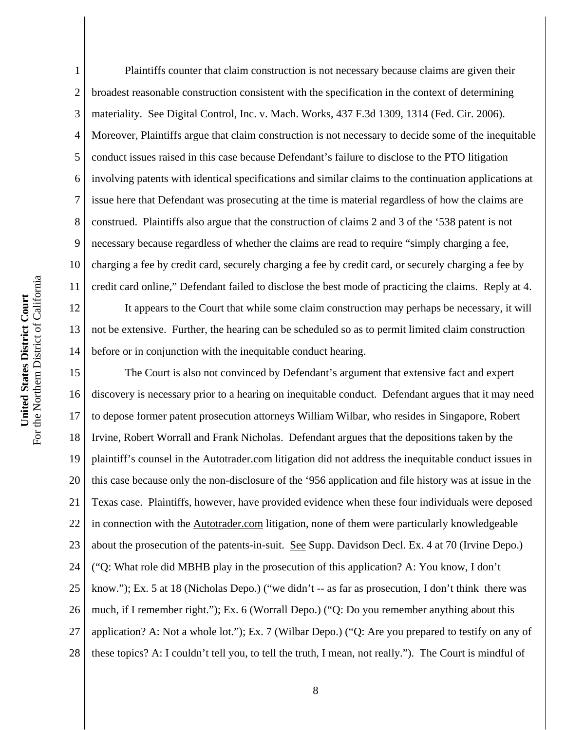Plaintiffs counter that claim construction is not necessary because claims are given their broadest reasonable construction consistent with the specification in the context of determining materiality. See Digital Control, Inc. v. Mach. Works, 437 F.3d 1309, 1314 (Fed. Cir. 2006). Moreover, Plaintiffs argue that claim construction is not necessary to decide some of the inequitable conduct issues raised in this case because Defendant's failure to disclose to the PTO litigation involving patents with identical specifications and similar claims to the continuation applications at issue here that Defendant was prosecuting at the time is material regardless of how the claims are construed. Plaintiffs also argue that the construction of claims 2 and 3 of the '538 patent is not necessary because regardless of whether the claims are read to require "simply charging a fee, charging a fee by credit card, securely charging a fee by credit card, or securely charging a fee by credit card online," Defendant failed to disclose the best mode of practicing the claims. Reply at 4.

It appears to the Court that while some claim construction may perhaps be necessary, it will not be extensive. Further, the hearing can be scheduled so as to permit limited claim construction before or in conjunction with the inequitable conduct hearing.

The Court is also not convinced by Defendant's argument that extensive fact and expert discovery is necessary prior to a hearing on inequitable conduct. Defendant argues that it may need to depose former patent prosecution attorneys William Wilbar, who resides in Singapore, Robert Irvine, Robert Worrall and Frank Nicholas. Defendant argues that the depositions taken by the plaintiff's counsel in the Autotrader.com litigation did not address the inequitable conduct issues in this case because only the non-disclosure of the '956 application and file history was at issue in the Texas case. Plaintiffs, however, have provided evidence when these four individuals were deposed in connection with the Autotrader.com litigation, none of them were particularly knowledgeable about the prosecution of the patents-in-suit. See Supp. Davidson Decl. Ex. 4 at 70 (Irvine Depo.) ("Q: What role did MBHB play in the prosecution of this application? A: You know, I don't know."); Ex. 5 at 18 (Nicholas Depo.) ("we didn't -- as far as prosecution, I don't think there was much, if I remember right."); Ex. 6 (Worrall Depo.) ("Q: Do you remember anything about this application? A: Not a whole lot."); Ex. 7 (Wilbar Depo.) ("Q: Are you prepared to testify on any of these topics? A: I couldn't tell you, to tell the truth, I mean, not really."). The Court is mindful of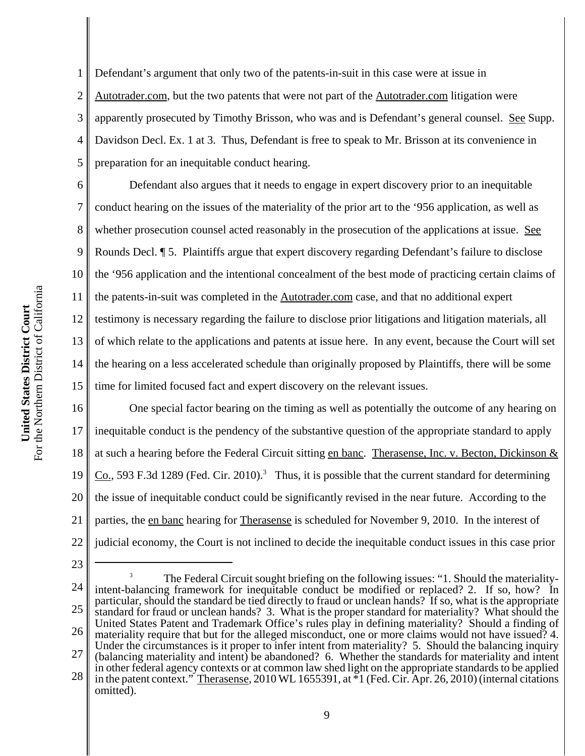Defendant's argument that only two of the patents-in-suit in this case were at issue in Autotrader.com, but the two patents that were not part of the Autotrader.com litigation were apparently prosecuted by Timothy Brisson, who was and is Defendant's general counsel. See Supp. Davidson Decl. Ex. 1 at 3. Thus, Defendant is free to speak to Mr. Brisson at its convenience in preparation for an inequitable conduct hearing.

Defendant also argues that it needs to engage in expert discovery prior to an inequitable conduct hearing on the issues of the materiality of the prior art to the '956 application, as well as whether prosecution counsel acted reasonably in the prosecution of the applications at issue. See Rounds Decl. ¶ 5. Plaintiffs argue that expert discovery regarding Defendant's failure to disclose the '956 application and the intentional concealment of the best mode of practicing certain claims of the patents-in-suit was completed in the Autotrader.com case, and that no additional expert testimony is necessary regarding the failure to disclose prior litigations and litigation materials, all of which relate to the applications and patents at issue here. In any event, because the Court will set the hearing on a less accelerated schedule than originally proposed by Plaintiffs, there will be some time for limited focused fact and expert discovery on the relevant issues.

One special factor bearing on the timing as well as potentially the outcome of any hearing on inequitable conduct is the pendency of the substantive question of the appropriate standard to apply at such a hearing before the Federal Circuit sitting en banc. Therasense, Inc. v. Becton, Dickinson & Co., 593 F.3d 1289 (Fed. Cir. 2010).[3] Thus, it is possible that the current standard for determining the issue of inequitable conduct could be significantly revised in the near future. According to the parties, the en banc hearing for Therasense is scheduled for November 9, 2010. In the interest of judicial economy, the Court is not inclined to decide the inequitable conduct issues in this case prior

---

[3] The Federal Circuit sought briefing on the following issues: "1. Should the materiality-intent-balancing framework for inequitable conduct be modified or replaced? 2. If so, how? In particular, should the standard be tied directly to fraud or unclean hands? If so, what is the appropriate standard for fraud or unclean hands? 3. What is the proper standard for materiality? What should the United States Patent and Trademark Office's rules play in defining materiality? Should a finding of materiality require that but for the alleged misconduct, one or more claims would not have issued? 4. Under the circumstances is it proper to infer intent from materiality? 5. Should the balancing inquiry (balancing materiality and intent) be abandoned? 6. Whether the standards for materiality and intent in other federal agency contexts or at common law shed light on the appropriate standards to be applied in the patent context." Therasense, 2010 WL 1655391, at *1 (Fed. Cir. Apr. 26, 2010) (internal citations omitted).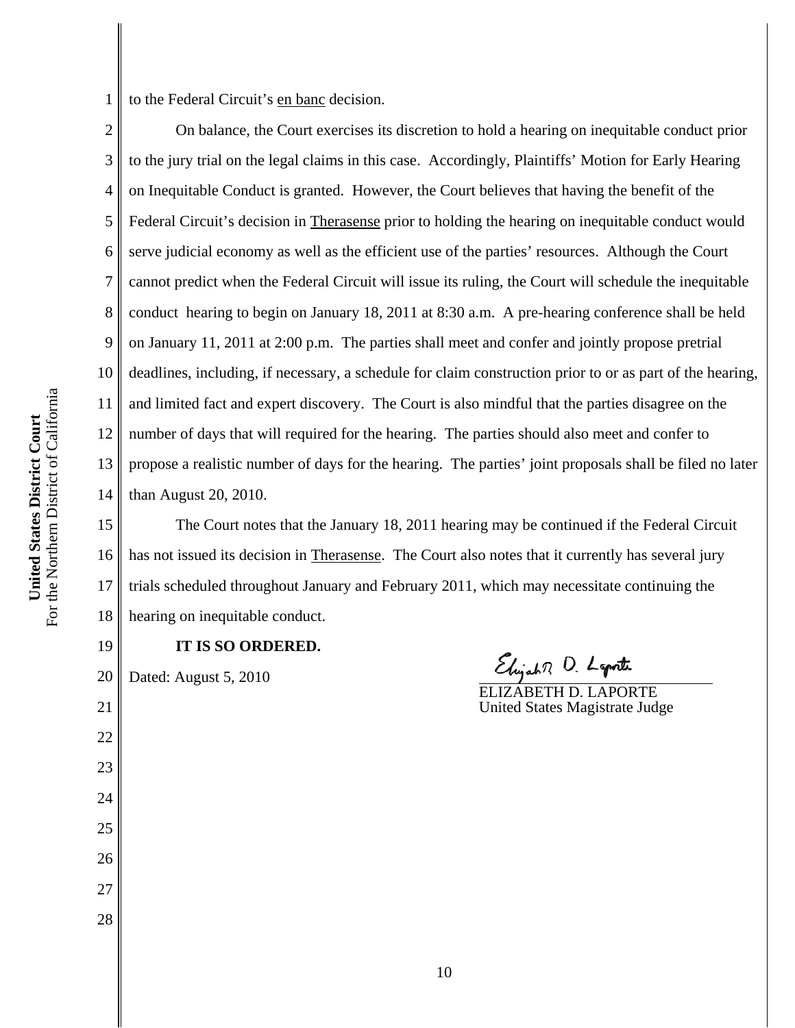to the Federal Circuit's en banc decision.

On balance, the Court exercises its discretion to hold a hearing on inequitable conduct prior to the jury trial on the legal claims in this case. Accordingly, Plaintiffs' Motion for Early Hearing on Inequitable Conduct is granted. However, the Court believes that having the benefit of the Federal Circuit's decision in Therasense prior to holding the hearing on inequitable conduct would serve judicial economy as well as the efficient use of the parties' resources. Although the Court cannot predict when the Federal Circuit will issue its ruling, the Court will schedule the inequitable conduct hearing to begin on January 18, 2011 at 8:30 a.m. A pre-hearing conference shall be held on January 11, 2011 at 2:00 p.m. The parties shall meet and confer and jointly propose pretrial deadlines, including, if necessary, a schedule for claim construction prior to or as part of the hearing, and limited fact and expert discovery. The Court is also mindful that the parties disagree on the number of days that will required for the hearing. The parties should also meet and confer to propose a realistic number of days for the hearing. The parties' joint proposals shall be filed no later than August 20, 2010.

The Court notes that the January 18, 2011 hearing may be continued if the Federal Circuit has not issued its decision in Therasense. The Court also notes that it currently has several jury trials scheduled throughout January and February 2011, which may necessitate continuing the hearing on inequitable conduct.

**IT IS SO ORDERED.**

Dated: August 5, 2010

ELIZABETH D. LAPORTE
United States Magistrate Judge